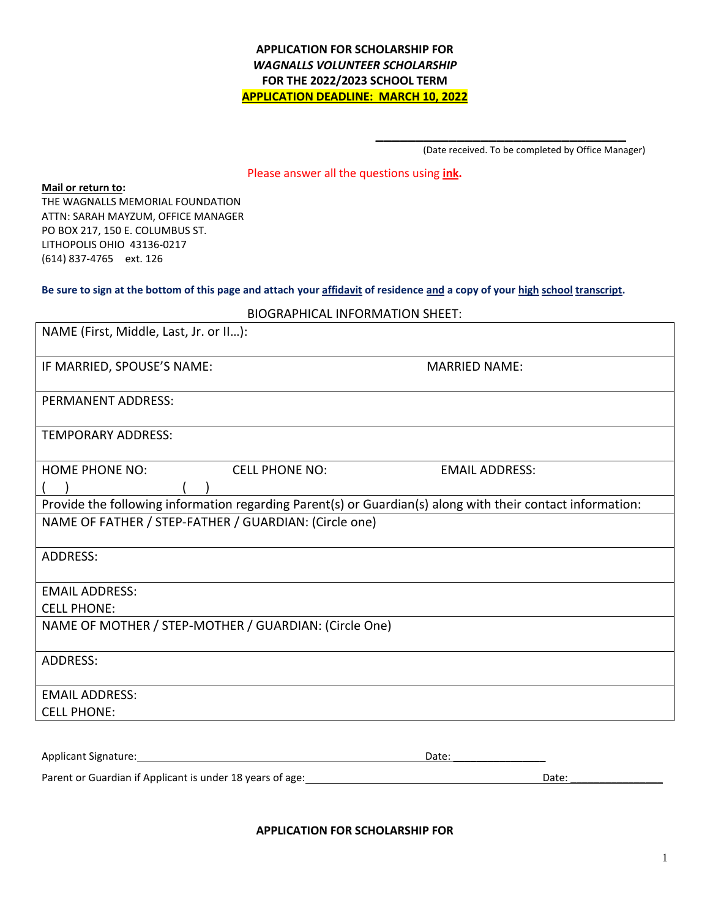**APPLICATION FOR SCHOLARSHIP FOR**
***WAGNALLS VOLUNTEER SCHOLARSHIP***
**FOR THE 2022/2023 SCHOOL TERM**
**APPLICATION DEADLINE: MARCH 10, 2022**

______________________________________
(Date received. To be completed by Office Manager)

Please answer all the questions using **ink.**

**Mail or return to:**
THE WAGNALLS MEMORIAL FOUNDATION
ATTN: SARAH MAYZUM, OFFICE MANAGER
PO BOX 217, 150 E. COLUMBUS ST.
LITHOPOLIS OHIO 43136-0217
(614) 837-4765 ext. 126

**Be sure to sign at the bottom of this page and attach your affidavit of residence and a copy of your high school transcript.**

BIOGRAPHICAL INFORMATION SHEET:

| | | |
|---|---|---|
| NAME (First, Middle, Last, Jr. or II…): | | |
| IF MARRIED, SPOUSE'S NAME: | | MARRIED NAME: |
| PERMANENT ADDRESS: | | |
| TEMPORARY ADDRESS: | | |
| HOME PHONE NO: ( ) | CELL PHONE NO: ( ) | EMAIL ADDRESS: |
| Provide the following information regarding Parent(s) or Guardian(s) along with their contact information: | | |
| NAME OF FATHER / STEP-FATHER / GUARDIAN: (Circle one) | | |
| ADDRESS: | | |
| EMAIL ADDRESS:<br>CELL PHONE: | | |
| NAME OF MOTHER / STEP-MOTHER / GUARDIAN: (Circle One) | | |
| ADDRESS: | | |
| EMAIL ADDRESS:<br>CELL PHONE: | | |

Applicant Signature:______________________________________________ Date: ________________

Parent or Guardian if Applicant is under 18 years of age:_________________________________ Date: ________________

**APPLICATION FOR SCHOLARSHIP FOR**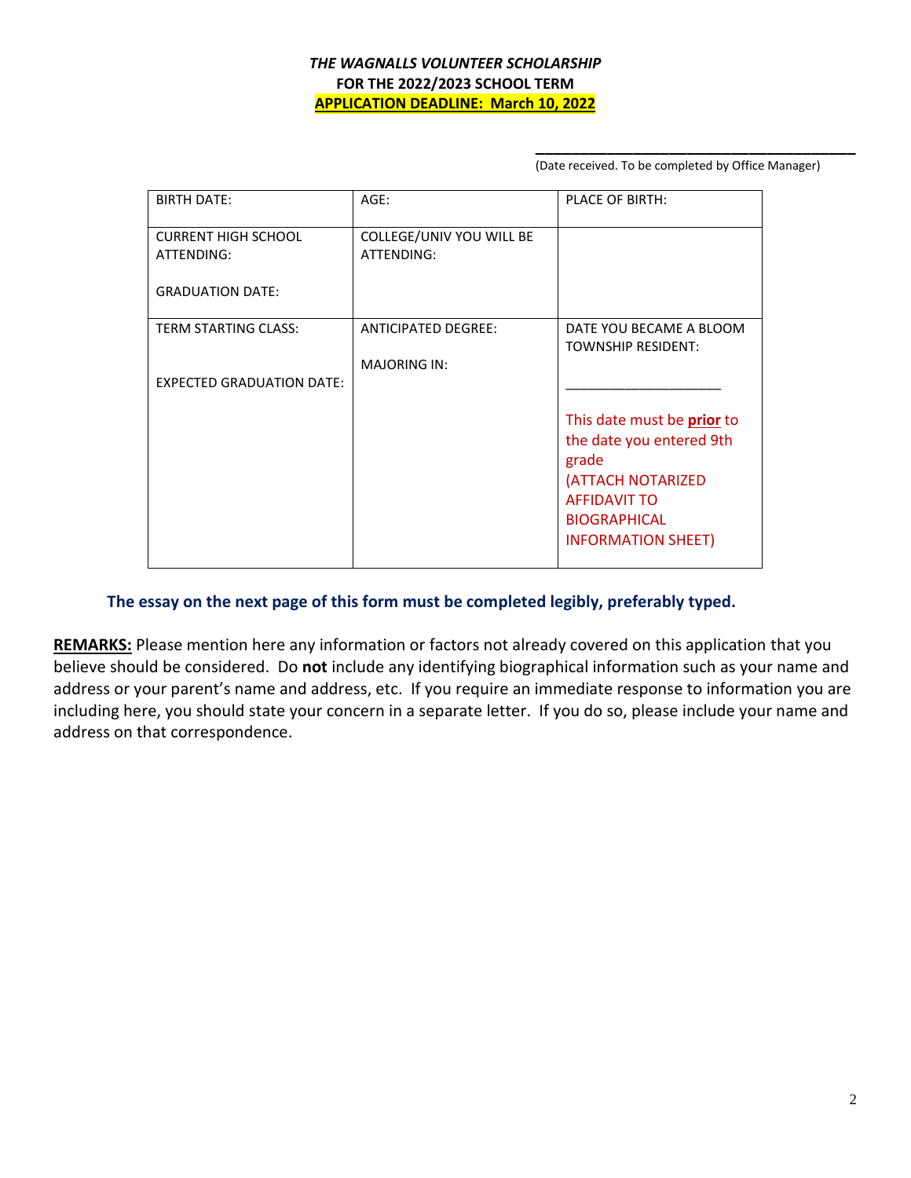***THE WAGNALLS VOLUNTEER SCHOLARSHIP***

**FOR THE 2022/2023 SCHOOL TERM**

**APPLICATION DEADLINE: March 10, 2022**

\_\_\_\_\_\_\_\_\_\_\_\_\_\_\_\_\_\_\_\_\_\_\_\_\_\_\_\_\_\_\_\_\_\_\_\_\_\_\_\_

(Date received. To be completed by Office Manager)

| BIRTH DATE: | AGE: | PLACE OF BIRTH: |
|---|---|---|
| CURRENT HIGH SCHOOL ATTENDING:<br><br>GRADUATION DATE: | COLLEGE/UNIV YOU WILL BE ATTENDING: | |
| TERM STARTING CLASS:<br><br>EXPECTED GRADUATION DATE: | ANTICIPATED DEGREE:<br><br>MAJORING IN: | DATE YOU BECAME A BLOOM TOWNSHIP RESIDENT:<br><br>\_\_\_\_\_\_\_\_\_\_\_\_\_\_\_\_\_\_\_\_<br><br>This date must be **prior** to the date you entered 9th grade (ATTACH NOTARIZED AFFIDAVIT TO BIOGRAPHICAL INFORMATION SHEET) |

**The essay on the next page of this form must be completed legibly, preferably typed.**

**REMARKS:** Please mention here any information or factors not already covered on this application that you believe should be considered. Do **not** include any identifying biographical information such as your name and address or your parent's name and address, etc. If you require an immediate response to information you are including here, you should state your concern in a separate letter. If you do so, please include your name and address on that correspondence.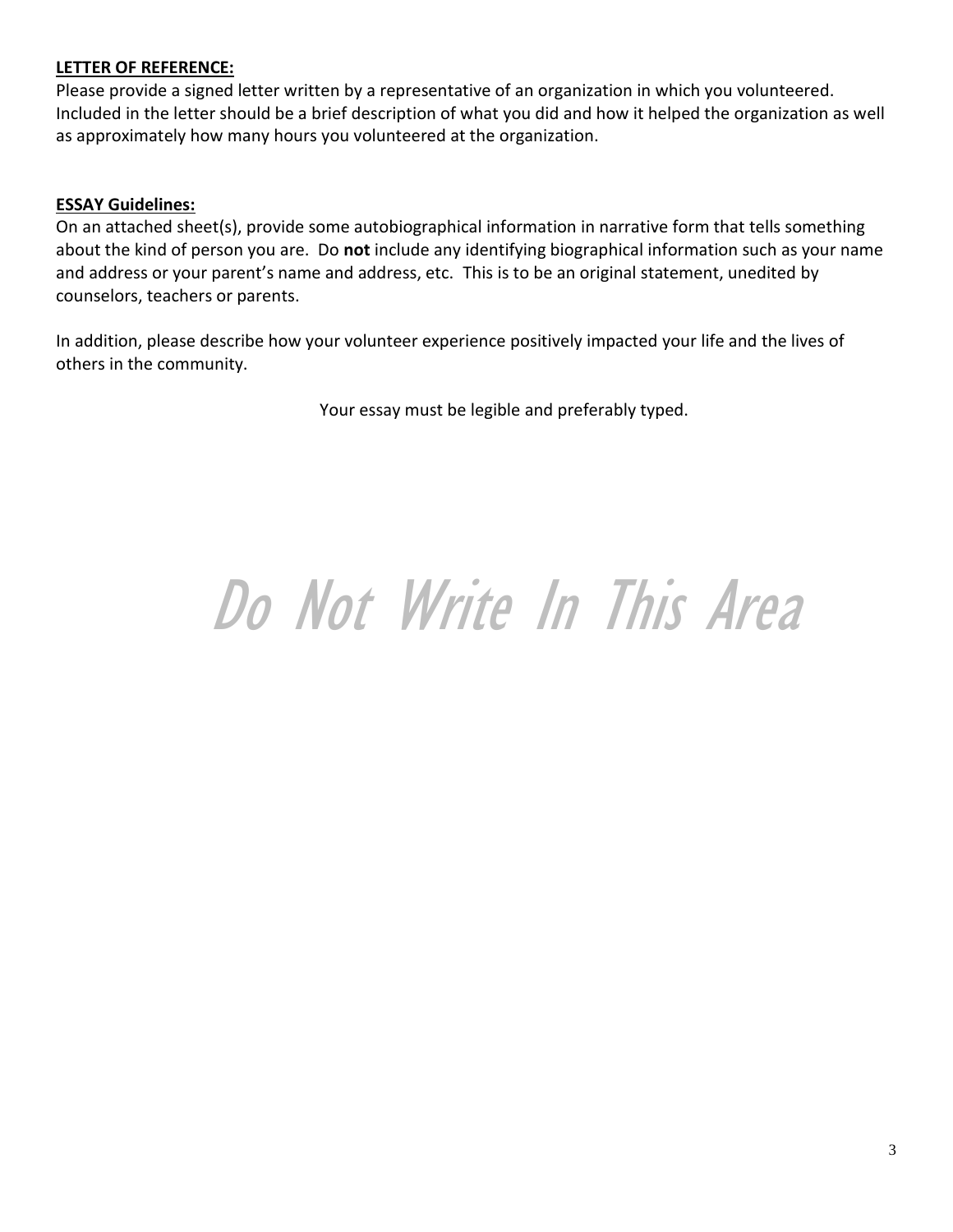**LETTER OF REFERENCE:**

Please provide a signed letter written by a representative of an organization in which you volunteered. Included in the letter should be a brief description of what you did and how it helped the organization as well as approximately how many hours you volunteered at the organization.

**ESSAY Guidelines:**

On an attached sheet(s), provide some autobiographical information in narrative form that tells something about the kind of person you are. Do **not** include any identifying biographical information such as your name and address or your parent's name and address, etc. This is to be an original statement, unedited by counselors, teachers or parents.

In addition, please describe how your volunteer experience positively impacted your life and the lives of others in the community.

Your essay must be legible and preferably typed.

*Do Not Write In This Area*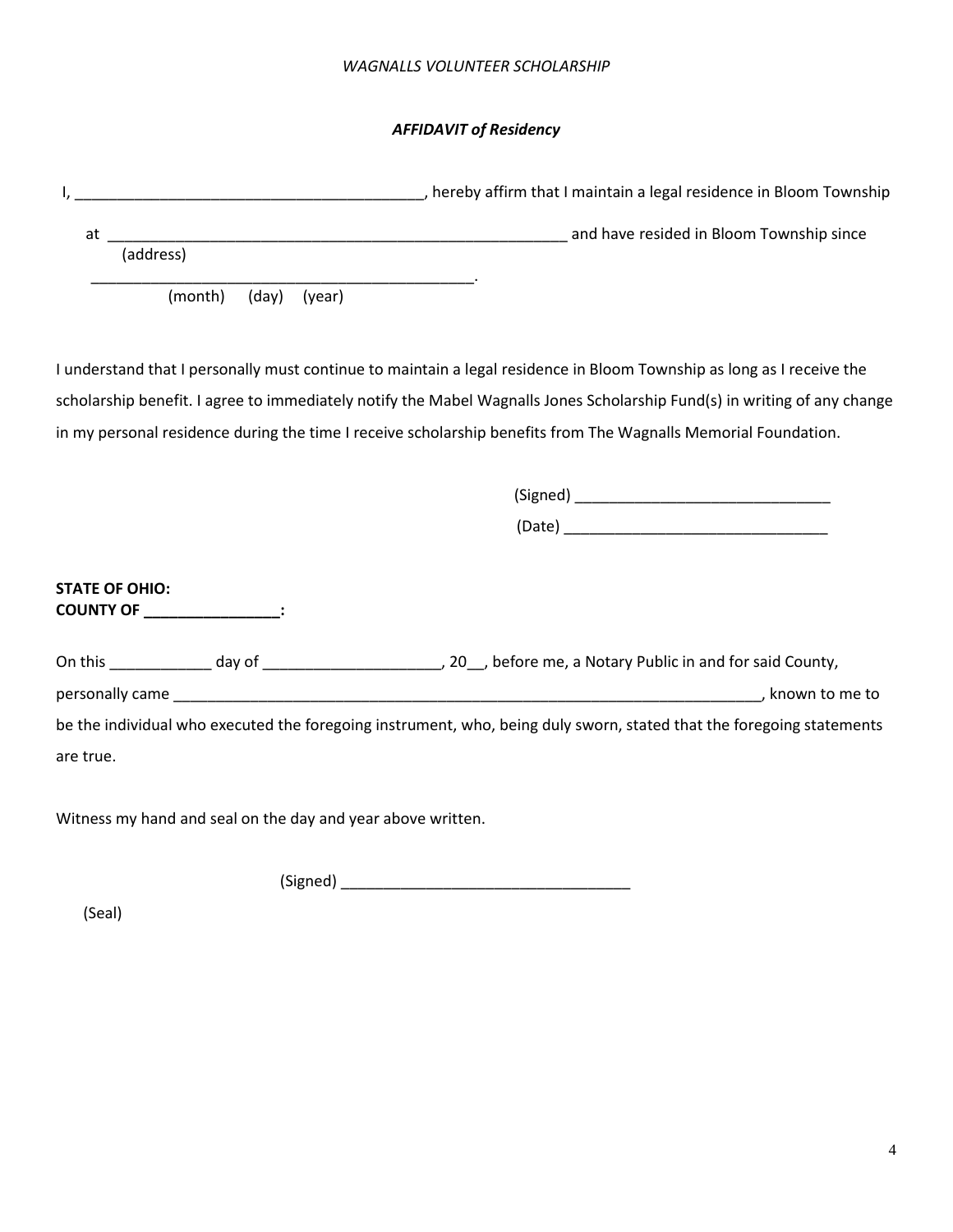*WAGNALLS VOLUNTEER SCHOLARSHIP*

***AFFIDAVIT of Residency***

I, ________________________________________, hereby affirm that I maintain a legal residence in Bloom Township at ____________________________________________________ and have resided in Bloom Township since
(address)

____________________________________________.
(month) (day) (year)

I understand that I personally must continue to maintain a legal residence in Bloom Township as long as I receive the scholarship benefit. I agree to immediately notify the Mabel Wagnalls Jones Scholarship Fund(s) in writing of any change in my personal residence during the time I receive scholarship benefits from The Wagnalls Memorial Foundation.

(Signed) _____________________________

(Date) ______________________________

**STATE OF OHIO:**
**COUNTY OF ________________:**

On this ___________ day of ____________________, 20__, before me, a Notary Public in and for said County, personally came ____________________________________________________________________, known to me to be the individual who executed the foregoing instrument, who, being duly sworn, stated that the foregoing statements are true.

Witness my hand and seal on the day and year above written.

(Signed) _________________________________

(Seal)